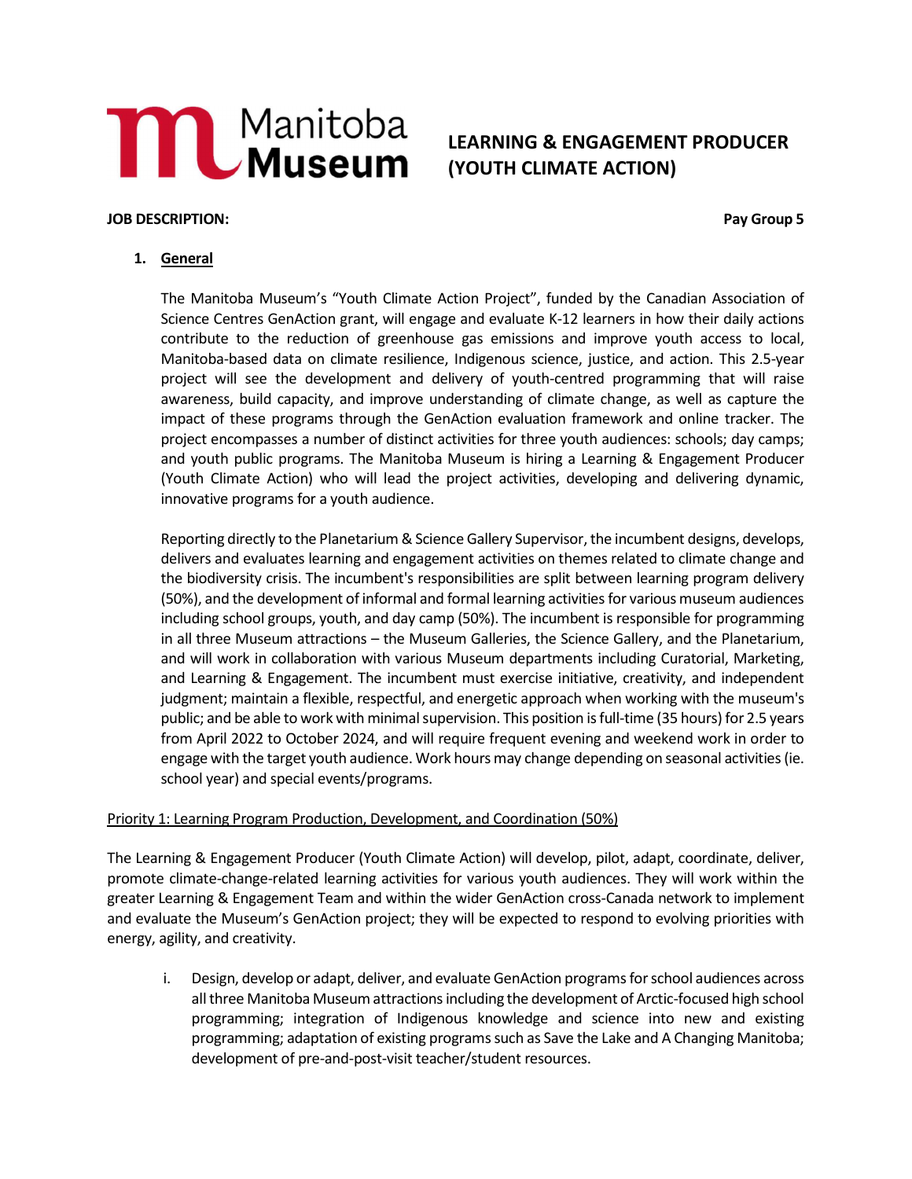# Manitoba Museum

## LEARNING & ENGAGEMENT PRODUCER (YOUTH CLIMATE ACTION)

**JOB DESCRIPTION:** **Pay Group 5**

1. **General**

The Manitoba Museum's "Youth Climate Action Project", funded by the Canadian Association of Science Centres GenAction grant, will engage and evaluate K-12 learners in how their daily actions contribute to the reduction of greenhouse gas emissions and improve youth access to local, Manitoba-based data on climate resilience, Indigenous science, justice, and action. This 2.5-year project will see the development and delivery of youth-centred programming that will raise awareness, build capacity, and improve understanding of climate change, as well as capture the impact of these programs through the GenAction evaluation framework and online tracker. The project encompasses a number of distinct activities for three youth audiences: schools; day camps; and youth public programs. The Manitoba Museum is hiring a Learning & Engagement Producer (Youth Climate Action) who will lead the project activities, developing and delivering dynamic, innovative programs for a youth audience.

Reporting directly to the Planetarium & Science Gallery Supervisor, the incumbent designs, develops, delivers and evaluates learning and engagement activities on themes related to climate change and the biodiversity crisis. The incumbent's responsibilities are split between learning program delivery (50%), and the development of informal and formal learning activities for various museum audiences including school groups, youth, and day camp (50%). The incumbent is responsible for programming in all three Museum attractions – the Museum Galleries, the Science Gallery, and the Planetarium, and will work in collaboration with various Museum departments including Curatorial, Marketing, and Learning & Engagement. The incumbent must exercise initiative, creativity, and independent judgment; maintain a flexible, respectful, and energetic approach when working with the museum's public; and be able to work with minimal supervision. This position is full-time (35 hours) for 2.5 years from April 2022 to October 2024, and will require frequent evening and weekend work in order to engage with the target youth audience. Work hours may change depending on seasonal activities (ie. school year) and special events/programs.

Priority 1: Learning Program Production, Development, and Coordination (50%)

The Learning & Engagement Producer (Youth Climate Action) will develop, pilot, adapt, coordinate, deliver, promote climate-change-related learning activities for various youth audiences. They will work within the greater Learning & Engagement Team and within the wider GenAction cross-Canada network to implement and evaluate the Museum's GenAction project; they will be expected to respond to evolving priorities with energy, agility, and creativity.

i. Design, develop or adapt, deliver, and evaluate GenAction programs for school audiences across all three Manitoba Museum attractions including the development of Arctic-focused high school programming; integration of Indigenous knowledge and science into new and existing programming; adaptation of existing programs such as Save the Lake and A Changing Manitoba; development of pre-and-post-visit teacher/student resources.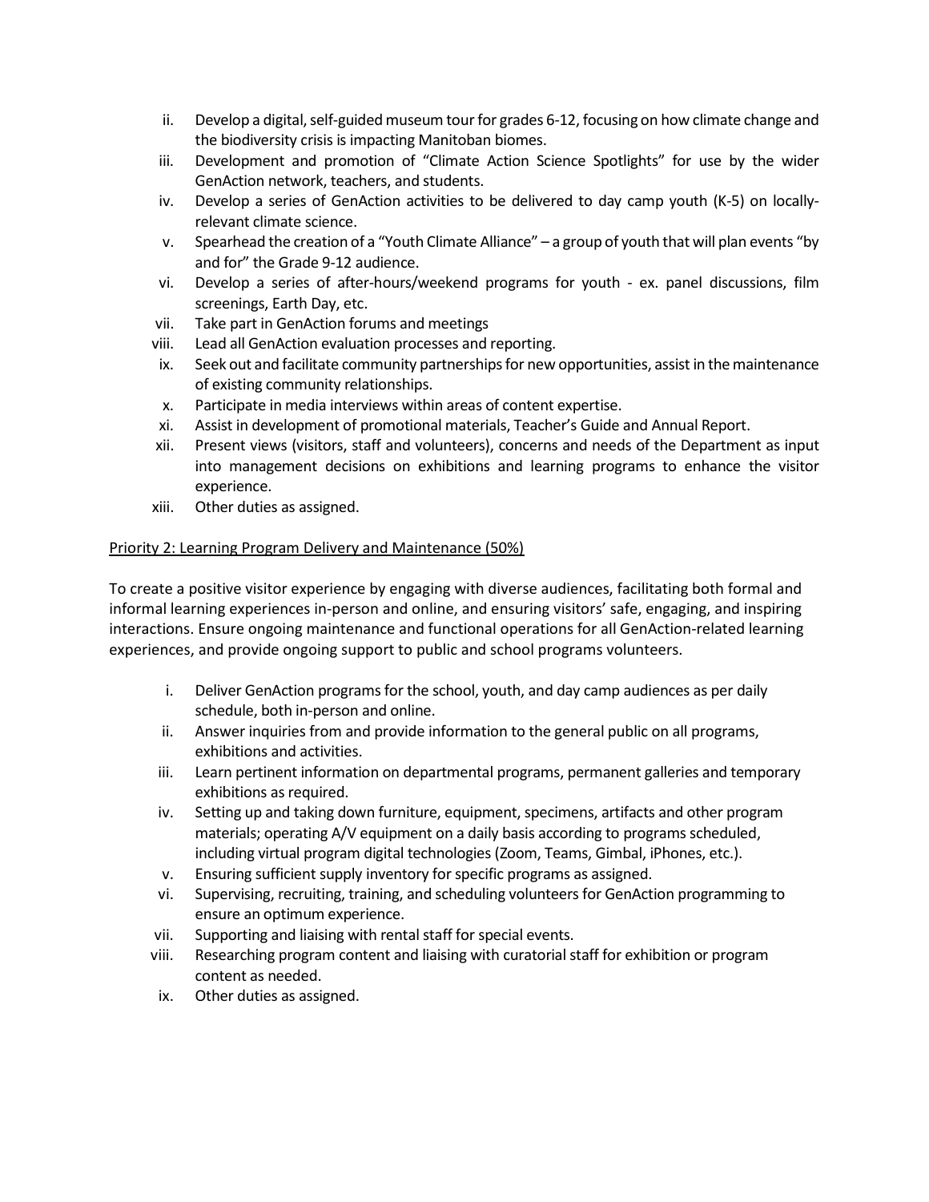ii. Develop a digital, self-guided museum tour for grades 6-12, focusing on how climate change and the biodiversity crisis is impacting Manitoban biomes.
iii. Development and promotion of "Climate Action Science Spotlights" for use by the wider GenAction network, teachers, and students.
iv. Develop a series of GenAction activities to be delivered to day camp youth (K-5) on locally-relevant climate science.
v. Spearhead the creation of a "Youth Climate Alliance" – a group of youth that will plan events "by and for" the Grade 9-12 audience.
vi. Develop a series of after-hours/weekend programs for youth - ex. panel discussions, film screenings, Earth Day, etc.
vii. Take part in GenAction forums and meetings
viii. Lead all GenAction evaluation processes and reporting.
ix. Seek out and facilitate community partnerships for new opportunities, assist in the maintenance of existing community relationships.
x. Participate in media interviews within areas of content expertise.
xi. Assist in development of promotional materials, Teacher's Guide and Annual Report.
xii. Present views (visitors, staff and volunteers), concerns and needs of the Department as input into management decisions on exhibitions and learning programs to enhance the visitor experience.
xiii. Other duties as assigned.

<u>Priority 2: Learning Program Delivery and Maintenance (50%)</u>

To create a positive visitor experience by engaging with diverse audiences, facilitating both formal and informal learning experiences in-person and online, and ensuring visitors' safe, engaging, and inspiring interactions. Ensure ongoing maintenance and functional operations for all GenAction-related learning experiences, and provide ongoing support to public and school programs volunteers.

i. Deliver GenAction programs for the school, youth, and day camp audiences as per daily schedule, both in-person and online.
ii. Answer inquiries from and provide information to the general public on all programs, exhibitions and activities.
iii. Learn pertinent information on departmental programs, permanent galleries and temporary exhibitions as required.
iv. Setting up and taking down furniture, equipment, specimens, artifacts and other program materials; operating A/V equipment on a daily basis according to programs scheduled, including virtual program digital technologies (Zoom, Teams, Gimbal, iPhones, etc.).
v. Ensuring sufficient supply inventory for specific programs as assigned.
vi. Supervising, recruiting, training, and scheduling volunteers for GenAction programming to ensure an optimum experience.
vii. Supporting and liaising with rental staff for special events.
viii. Researching program content and liaising with curatorial staff for exhibition or program content as needed.
ix. Other duties as assigned.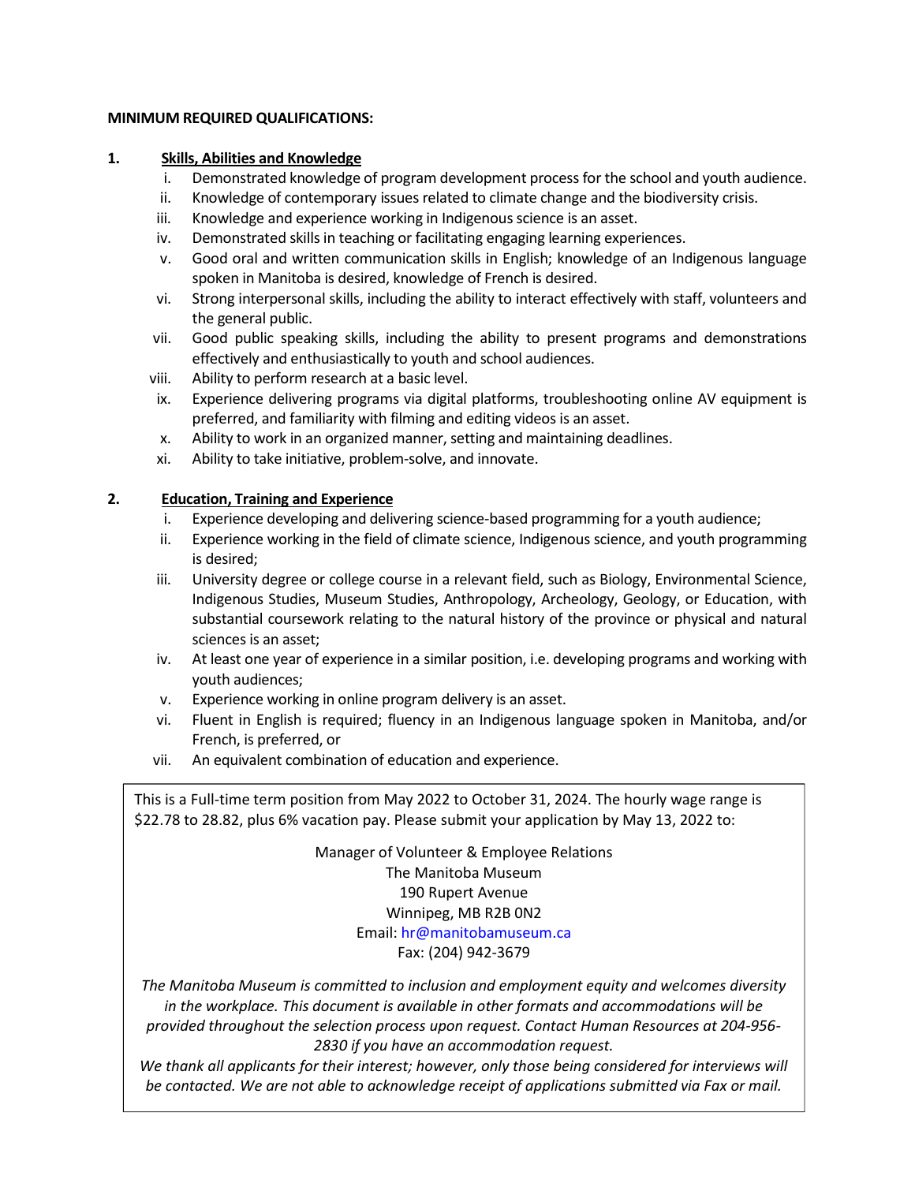**MINIMUM REQUIRED QUALIFICATIONS:**

1. **Skills, Abilities and Knowledge**
   i. Demonstrated knowledge of program development process for the school and youth audience.
   ii. Knowledge of contemporary issues related to climate change and the biodiversity crisis.
   iii. Knowledge and experience working in Indigenous science is an asset.
   iv. Demonstrated skills in teaching or facilitating engaging learning experiences.
   v. Good oral and written communication skills in English; knowledge of an Indigenous language spoken in Manitoba is desired, knowledge of French is desired.
   vi. Strong interpersonal skills, including the ability to interact effectively with staff, volunteers and the general public.
   vii. Good public speaking skills, including the ability to present programs and demonstrations effectively and enthusiastically to youth and school audiences.
   viii. Ability to perform research at a basic level.
   ix. Experience delivering programs via digital platforms, troubleshooting online AV equipment is preferred, and familiarity with filming and editing videos is an asset.
   x. Ability to work in an organized manner, setting and maintaining deadlines.
   xi. Ability to take initiative, problem-solve, and innovate.

2. **Education, Training and Experience**
   i. Experience developing and delivering science-based programming for a youth audience;
   ii. Experience working in the field of climate science, Indigenous science, and youth programming is desired;
   iii. University degree or college course in a relevant field, such as Biology, Environmental Science, Indigenous Studies, Museum Studies, Anthropology, Archeology, Geology, or Education, with substantial coursework relating to the natural history of the province or physical and natural sciences is an asset;
   iv. At least one year of experience in a similar position, i.e. developing programs and working with youth audiences;
   v. Experience working in online program delivery is an asset.
   vi. Fluent in English is required; fluency in an Indigenous language spoken in Manitoba, and/or French, is preferred, or
   vii. An equivalent combination of education and experience.

This is a Full-time term position from May 2022 to October 31, 2024. The hourly wage range is $22.78 to 28.82, plus 6% vacation pay. Please submit your application by May 13, 2022 to:

Manager of Volunteer & Employee Relations
The Manitoba Museum
190 Rupert Avenue
Winnipeg, MB R2B 0N2
Email: hr@manitobamuseum.ca
Fax: (204) 942-3679

*The Manitoba Museum is committed to inclusion and employment equity and welcomes diversity in the workplace. This document is available in other formats and accommodations will be provided throughout the selection process upon request. Contact Human Resources at 204-956-2830 if you have an accommodation request.*
*We thank all applicants for their interest; however, only those being considered for interviews will be contacted. We are not able to acknowledge receipt of applications submitted via Fax or mail.*